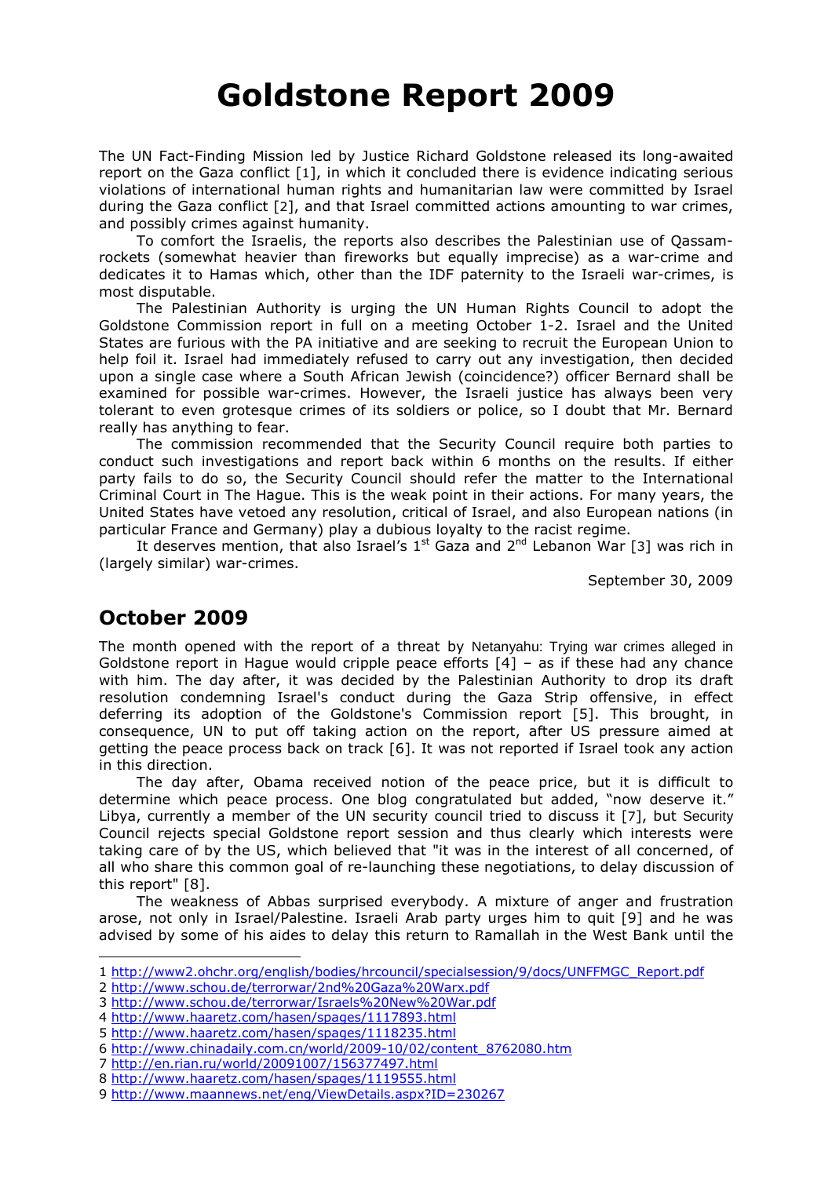# Goldstone Report 2009

The UN Fact-Finding Mission led by Justice Richard Goldstone released its long-awaited report on the Gaza conflict [1], in which it concluded there is evidence indicating serious violations of international human rights and humanitarian law were committed by Israel during the Gaza conflict [2], and that Israel committed actions amounting to war crimes, and possibly crimes against humanity.

To comfort the Israelis, the reports also describes the Palestinian use of Qassam-rockets (somewhat heavier than fireworks but equally imprecise) as a war-crime and dedicates it to Hamas which, other than the IDF paternity to the Israeli war-crimes, is most disputable.

The Palestinian Authority is urging the UN Human Rights Council to adopt the Goldstone Commission report in full on a meeting October 1-2. Israel and the United States are furious with the PA initiative and are seeking to recruit the European Union to help foil it. Israel had immediately refused to carry out any investigation, then decided upon a single case where a South African Jewish (coincidence?) officer Bernard shall be examined for possible war-crimes. However, the Israeli justice has always been very tolerant to even grotesque crimes of its soldiers or police, so I doubt that Mr. Bernard really has anything to fear.

The commission recommended that the Security Council require both parties to conduct such investigations and report back within 6 months on the results. If either party fails to do so, the Security Council should refer the matter to the International Criminal Court in The Hague. This is the weak point in their actions. For many years, the United States have vetoed any resolution, critical of Israel, and also European nations (in particular France and Germany) play a dubious loyalty to the racist regime.

It deserves mention, that also Israel's 1st Gaza and 2nd Lebanon War [3] was rich in (largely similar) war-crimes.

September 30, 2009

## October 2009

The month opened with the report of a threat by Netanyahu: Trying war crimes alleged in Goldstone report in Hague would cripple peace efforts [4] – as if these had any chance with him. The day after, it was decided by the Palestinian Authority to drop its draft resolution condemning Israel's conduct during the Gaza Strip offensive, in effect deferring its adoption of the Goldstone's Commission report [5]. This brought, in consequence, UN to put off taking action on the report, after US pressure aimed at getting the peace process back on track [6]. It was not reported if Israel took any action in this direction.

The day after, Obama received notion of the peace price, but it is difficult to determine which peace process. One blog congratulated but added, "now deserve it." Libya, currently a member of the UN security council tried to discuss it [7], but Security Council rejects special Goldstone report session and thus clearly which interests were taking care of by the US, which believed that "it was in the interest of all concerned, of all who share this common goal of re-launching these negotiations, to delay discussion of this report" [8].

The weakness of Abbas surprised everybody. A mixture of anger and frustration arose, not only in Israel/Palestine. Israeli Arab party urges him to quit [9] and he was advised by some of his aides to delay this return to Ramallah in the West Bank until the

---

1 http://www2.ohchr.org/english/bodies/hrcouncil/specialsession/9/docs/UNFFMGC_Report.pdf
2 http://www.schou.de/terrorwar/2nd%20Gaza%20Warx.pdf
3 http://www.schou.de/terrorwar/Israels%20New%20War.pdf
4 http://www.haaretz.com/hasen/spages/1117893.html
5 http://www.haaretz.com/hasen/spages/1118235.html
6 http://www.chinadaily.com.cn/world/2009-10/02/content_8762080.htm
7 http://en.rian.ru/world/20091007/156377497.html
8 http://www.haaretz.com/hasen/spages/1119555.html
9 http://www.maannews.net/eng/ViewDetails.aspx?ID=230267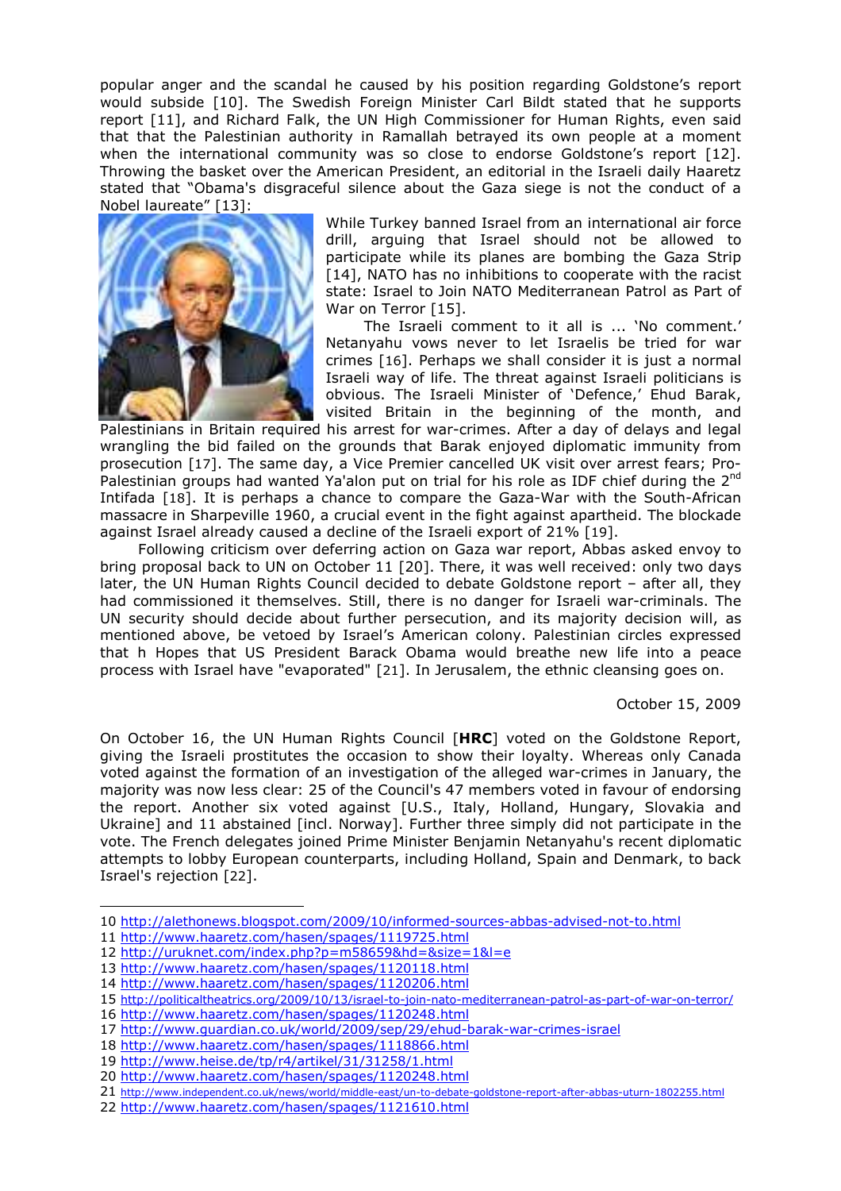popular anger and the scandal he caused by his position regarding Goldstone's report would subside [10]. The Swedish Foreign Minister Carl Bildt stated that he supports report [11], and Richard Falk, the UN High Commissioner for Human Rights, even said that that the Palestinian authority in Ramallah betrayed its own people at a moment when the international community was so close to endorse Goldstone's report [12]. Throwing the basket over the American President, an editorial in the Israeli daily Haaretz stated that "Obama's disgraceful silence about the Gaza siege is not the conduct of a Nobel laureate" [13]:

While Turkey banned Israel from an international air force drill, arguing that Israel should not be allowed to participate while its planes are bombing the Gaza Strip [14], NATO has no inhibitions to cooperate with the racist state: Israel to Join NATO Mediterranean Patrol as Part of War on Terror [15].

The Israeli comment to it all is ... 'No comment.' Netanyahu vows never to let Israelis be tried for war crimes [16]. Perhaps we shall consider it is just a normal Israeli way of life. The threat against Israeli politicians is obvious. The Israeli Minister of 'Defence,' Ehud Barak, visited Britain in the beginning of the month, and Palestinians in Britain required his arrest for war-crimes. After a day of delays and legal wrangling the bid failed on the grounds that Barak enjoyed diplomatic immunity from prosecution [17]. The same day, a Vice Premier cancelled UK visit over arrest fears; Pro-Palestinian groups had wanted Ya'alon put on trial for his role as IDF chief during the 2nd Intifada [18]. It is perhaps a chance to compare the Gaza-War with the South-African massacre in Sharpeville 1960, a crucial event in the fight against apartheid. The blockade against Israel already caused a decline of the Israeli export of 21% [19].

Following criticism over deferring action on Gaza war report, Abbas asked envoy to bring proposal back to UN on October 11 [20]. There, it was well received: only two days later, the UN Human Rights Council decided to debate Goldstone report – after all, they had commissioned it themselves. Still, there is no danger for Israeli war-criminals. The UN security should decide about further persecution, and its majority decision will, as mentioned above, be vetoed by Israel's American colony. Palestinian circles expressed that h Hopes that US President Barack Obama would breathe new life into a peace process with Israel have "evaporated" [21]. In Jerusalem, the ethnic cleansing goes on.

October 15, 2009

On October 16, the UN Human Rights Council [**HRC**] voted on the Goldstone Report, giving the Israeli prostitutes the occasion to show their loyalty. Whereas only Canada voted against the formation of an investigation of the alleged war-crimes in January, the majority was now less clear: 25 of the Council's 47 members voted in favour of endorsing the report. Another six voted against [U.S., Italy, Holland, Hungary, Slovakia and Ukraine] and 11 abstained [incl. Norway]. Further three simply did not participate in the vote. The French delegates joined Prime Minister Benjamin Netanyahu's recent diplomatic attempts to lobby European counterparts, including Holland, Spain and Denmark, to back Israel's rejection [22].

---

10 http://alethonews.blogspot.com/2009/10/informed-sources-abbas-advised-not-to.html
11 http://www.haaretz.com/hasen/spages/1119725.html
12 http://uruknet.com/index.php?p=m58659&hd=&size=1&l=e
13 http://www.haaretz.com/hasen/spages/1120118.html
14 http://www.haaretz.com/hasen/spages/1120206.html
15 http://politicaltheatrics.org/2009/10/13/israel-to-join-nato-mediterranean-patrol-as-part-of-war-on-terror/
16 http://www.haaretz.com/hasen/spages/1120248.html
17 http://www.guardian.co.uk/world/2009/sep/29/ehud-barak-war-crimes-israel
18 http://www.haaretz.com/hasen/spages/1118866.html
19 http://www.heise.de/tp/r4/artikel/31/31258/1.html
20 http://www.haaretz.com/hasen/spages/1120248.html
21 http://www.independent.co.uk/news/world/middle-east/un-to-debate-goldstone-report-after-abbas-uturn-1802255.html
22 http://www.haaretz.com/hasen/spages/1121610.html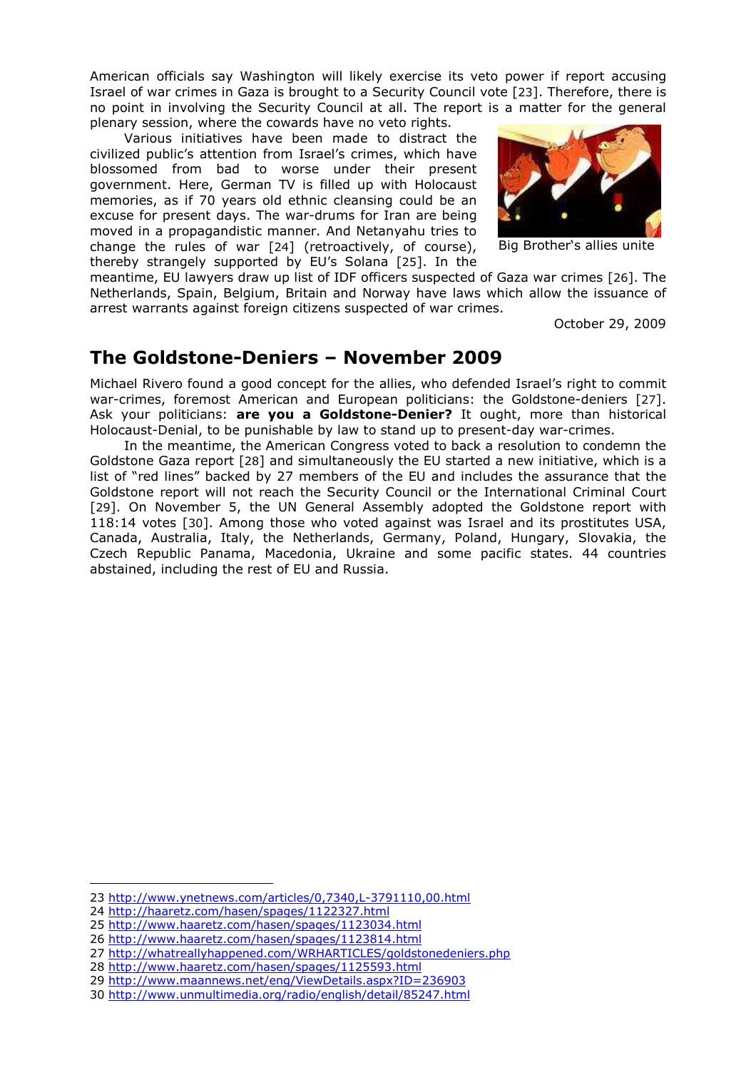American officials say Washington will likely exercise its veto power if report accusing Israel of war crimes in Gaza is brought to a Security Council vote [23]. Therefore, there is no point in involving the Security Council at all. The report is a matter for the general plenary session, where the cowards have no veto rights.

Various initiatives have been made to distract the civilized public's attention from Israel's crimes, which have blossomed from bad to worse under their present government. Here, German TV is filled up with Holocaust memories, as if 70 years old ethnic cleansing could be an excuse for present days. The war-drums for Iran are being moved in a propagandistic manner. And Netanyahu tries to change the rules of war [24] (retroactively, of course), thereby strangely supported by EU's Solana [25]. In the meantime, EU lawyers draw up list of IDF officers suspected of Gaza war crimes [26]. The Netherlands, Spain, Belgium, Britain and Norway have laws which allow the issuance of arrest warrants against foreign citizens suspected of war crimes.

Big Brother's allies unite

October 29, 2009

## The Goldstone-Deniers – November 2009

Michael Rivero found a good concept for the allies, who defended Israel's right to commit war-crimes, foremost American and European politicians: the Goldstone-deniers [27]. Ask your politicians: **are you a Goldstone-Denier?** It ought, more than historical Holocaust-Denial, to be punishable by law to stand up to present-day war-crimes.

In the meantime, the American Congress voted to back a resolution to condemn the Goldstone Gaza report [28] and simultaneously the EU started a new initiative, which is a list of "red lines" backed by 27 members of the EU and includes the assurance that the Goldstone report will not reach the Security Council or the International Criminal Court [29]. On November 5, the UN General Assembly adopted the Goldstone report with 118:14 votes [30]. Among those who voted against was Israel and its prostitutes USA, Canada, Australia, Italy, the Netherlands, Germany, Poland, Hungary, Slovakia, the Czech Republic Panama, Macedonia, Ukraine and some pacific states. 44 countries abstained, including the rest of EU and Russia.

---

23 http://www.ynetnews.com/articles/0,7340,L-3791110,00.html
24 http://haaretz.com/hasen/spages/1122327.html
25 http://www.haaretz.com/hasen/spages/1123034.html
26 http://www.haaretz.com/hasen/spages/1123814.html
27 http://whatreallyhappened.com/WRHARTICLES/goldstonedeniers.php
28 http://www.haaretz.com/hasen/spages/1125593.html
29 http://www.maannews.net/eng/ViewDetails.aspx?ID=236903
30 http://www.unmultimedia.org/radio/english/detail/85247.html